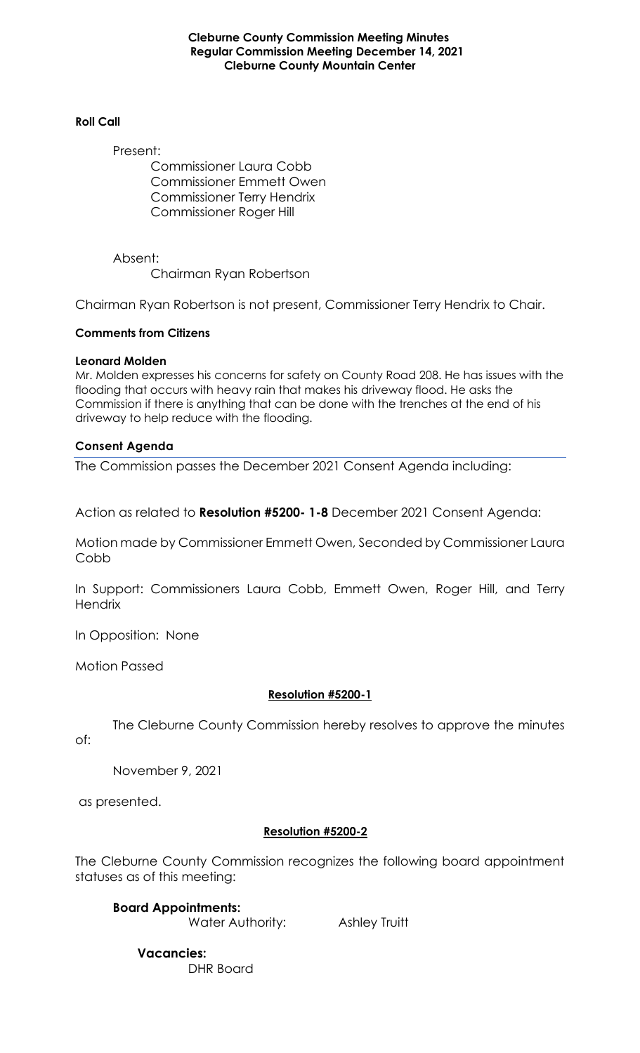**Cleburne County Commission Meeting Minutes**
**Regular Commission Meeting December 14, 2021**
**Cleburne County Mountain Center**

**Roll Call**

Present:

Commissioner Laura Cobb
Commissioner Emmett Owen
Commissioner Terry Hendrix
Commissioner Roger Hill

Absent:

Chairman Ryan Robertson

Chairman Ryan Robertson is not present, Commissioner Terry Hendrix to Chair.

**Comments from Citizens**

**Leonard Molden**

Mr. Molden expresses his concerns for safety on County Road 208. He has issues with the flooding that occurs with heavy rain that makes his driveway flood. He asks the Commission if there is anything that can be done with the trenches at the end of his driveway to help reduce with the flooding.

**Consent Agenda**

---

The Commission passes the December 2021 Consent Agenda including:

Action as related to **Resolution #5200- 1-8** December 2021 Consent Agenda:

Motion made by Commissioner Emmett Owen, Seconded by Commissioner Laura Cobb

In Support: Commissioners Laura Cobb, Emmett Owen, Roger Hill, and Terry Hendrix

In Opposition: None

Motion Passed

**Resolution #5200-1**

The Cleburne County Commission hereby resolves to approve the minutes of:

November 9, 2021

as presented.

**Resolution #5200-2**

The Cleburne County Commission recognizes the following board appointment statuses as of this meeting:

**Board Appointments:**

Water Authority: Ashley Truitt

**Vacancies:**

DHR Board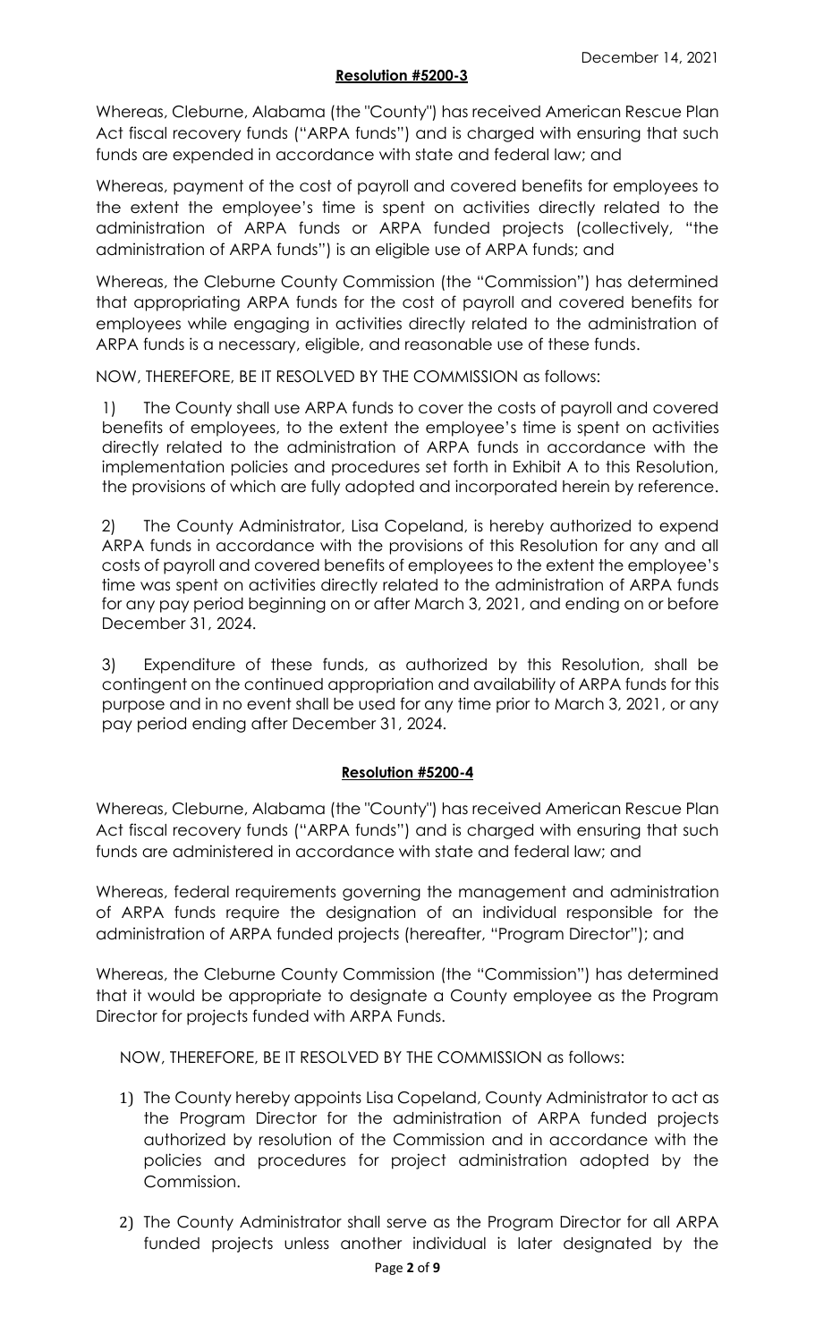December 14, 2021

**Resolution #5200-3**

Whereas, Cleburne, Alabama (the "County") has received American Rescue Plan Act fiscal recovery funds ("ARPA funds") and is charged with ensuring that such funds are expended in accordance with state and federal law; and

Whereas, payment of the cost of payroll and covered benefits for employees to the extent the employee's time is spent on activities directly related to the administration of ARPA funds or ARPA funded projects (collectively, "the administration of ARPA funds") is an eligible use of ARPA funds; and

Whereas, the Cleburne County Commission (the "Commission") has determined that appropriating ARPA funds for the cost of payroll and covered benefits for employees while engaging in activities directly related to the administration of ARPA funds is a necessary, eligible, and reasonable use of these funds.

NOW, THEREFORE, BE IT RESOLVED BY THE COMMISSION as follows:

1) The County shall use ARPA funds to cover the costs of payroll and covered benefits of employees, to the extent the employee's time is spent on activities directly related to the administration of ARPA funds in accordance with the implementation policies and procedures set forth in Exhibit A to this Resolution, the provisions of which are fully adopted and incorporated herein by reference.

2) The County Administrator, Lisa Copeland, is hereby authorized to expend ARPA funds in accordance with the provisions of this Resolution for any and all costs of payroll and covered benefits of employees to the extent the employee's time was spent on activities directly related to the administration of ARPA funds for any pay period beginning on or after March 3, 2021, and ending on or before December 31, 2024.

3) Expenditure of these funds, as authorized by this Resolution, shall be contingent on the continued appropriation and availability of ARPA funds for this purpose and in no event shall be used for any time prior to March 3, 2021, or any pay period ending after December 31, 2024.

**Resolution #5200-4**

Whereas, Cleburne, Alabama (the "County") has received American Rescue Plan Act fiscal recovery funds ("ARPA funds") and is charged with ensuring that such funds are administered in accordance with state and federal law; and

Whereas, federal requirements governing the management and administration of ARPA funds require the designation of an individual responsible for the administration of ARPA funded projects (hereafter, "Program Director"); and

Whereas, the Cleburne County Commission (the "Commission") has determined that it would be appropriate to designate a County employee as the Program Director for projects funded with ARPA Funds.

NOW, THEREFORE, BE IT RESOLVED BY THE COMMISSION as follows:

1) The County hereby appoints Lisa Copeland, County Administrator to act as the Program Director for the administration of ARPA funded projects authorized by resolution of the Commission and in accordance with the policies and procedures for project administration adopted by the Commission.

2) The County Administrator shall serve as the Program Director for all ARPA funded projects unless another individual is later designated by the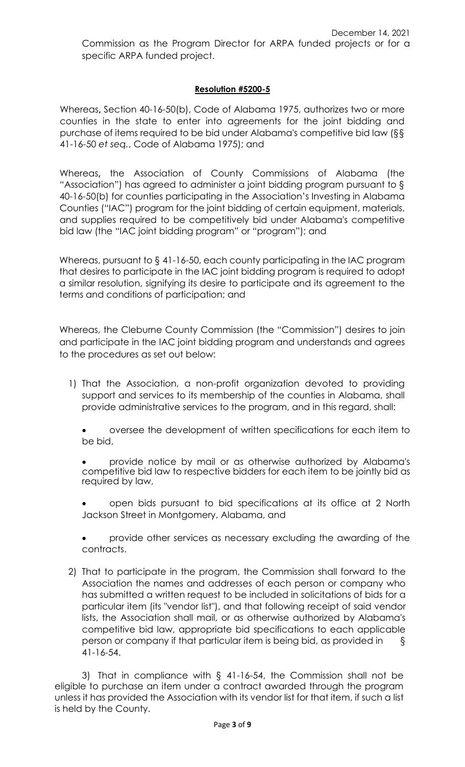Commission as the Program Director for ARPA funded projects or for a specific ARPA funded project.

**Resolution #5200-5**

Whereas**,** Section 40-16-50(b), Code of Alabama 1975, authorizes two or more counties in the state to enter into agreements for the joint bidding and purchase of items required to be bid under Alabama's competitive bid law (§§ 41-16-50 *et seq.*, Code of Alabama 1975); and

Whereas**,** the Association of County Commissions of Alabama (the "Association") has agreed to administer a joint bidding program pursuant to § 40-16-50(b) for counties participating in the Association's Investing in Alabama Counties ("IAC") program for the joint bidding of certain equipment, materials, and supplies required to be competitively bid under Alabama's competitive bid law (the "IAC joint bidding program" or "program"); and

Whereas, pursuant to § 41-16-50, each county participating in the IAC program that desires to participate in the IAC joint bidding program is required to adopt a similar resolution, signifying its desire to participate and its agreement to the terms and conditions of participation; and

Whereas, the Cleburne County Commission (the "Commission") desires to join and participate in the IAC joint bidding program and understands and agrees to the procedures as set out below:

1) That the Association, a non-profit organization devoted to providing support and services to its membership of the counties in Alabama, shall provide administrative services to the program, and in this regard, shall:

   - oversee the development of written specifications for each item to be bid,
   - provide notice by mail or as otherwise authorized by Alabama's competitive bid law to respective bidders for each item to be jointly bid as required by law,
   - open bids pursuant to bid specifications at its office at 2 North Jackson Street in Montgomery, Alabama, and
   - provide other services as necessary excluding the awarding of the contracts.

2) That to participate in the program, the Commission shall forward to the Association the names and addresses of each person or company who has submitted a written request to be included in solicitations of bids for a particular item (its "vendor list"), and that following receipt of said vendor lists, the Association shall mail, or as otherwise authorized by Alabama's competitive bid law, appropriate bid specifications to each applicable person or company if that particular item is being bid, as provided in § 41-16-54.

3) That in compliance with § 41-16-54, the Commission shall not be eligible to purchase an item under a contract awarded through the program unless it has provided the Association with its vendor list for that item, if such a list is held by the County.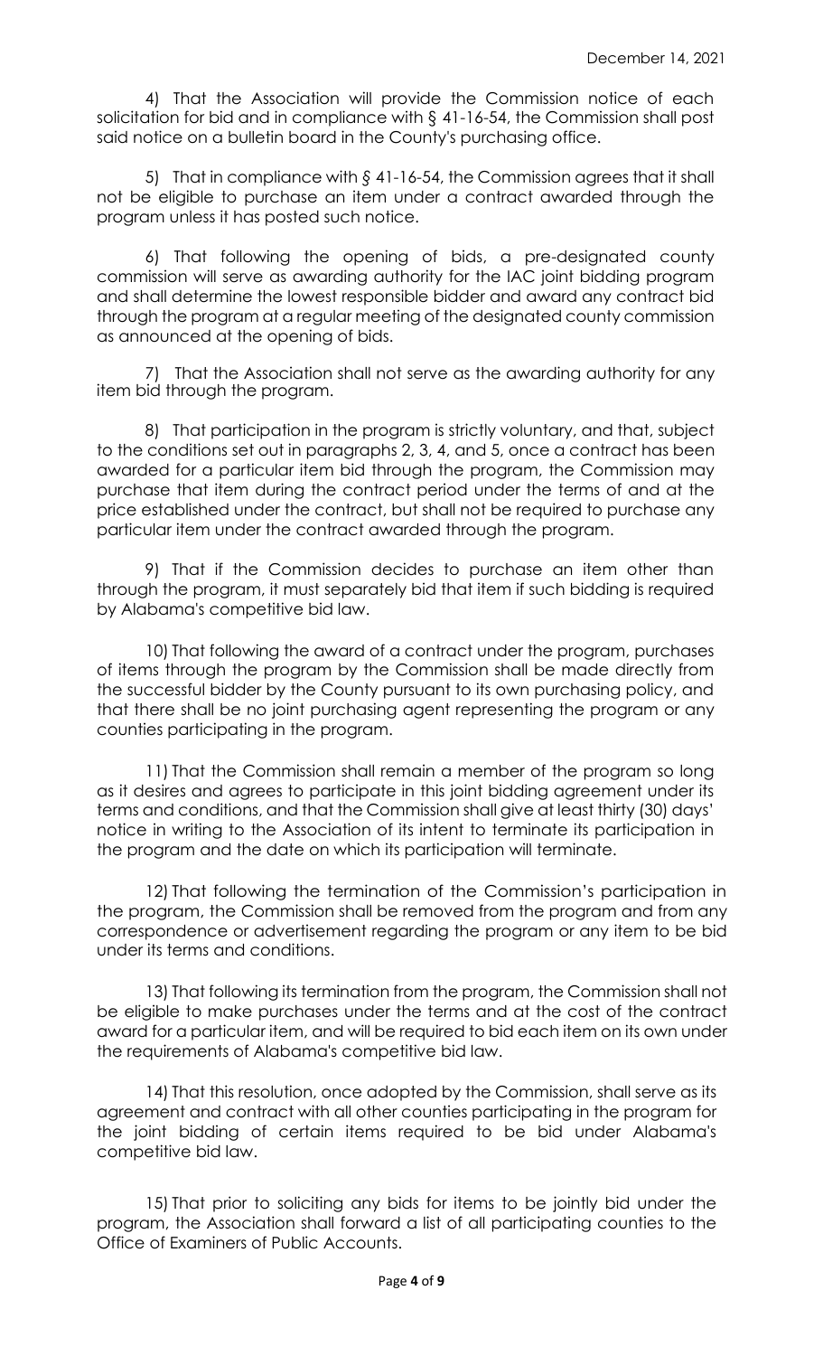4) That the Association will provide the Commission notice of each solicitation for bid and in compliance with § 41-16-54, the Commission shall post said notice on a bulletin board in the County's purchasing office.

5) That in compliance with § 41-16-54, the Commission agrees that it shall not be eligible to purchase an item under a contract awarded through the program unless it has posted such notice.

6) That following the opening of bids, a pre-designated county commission will serve as awarding authority for the IAC joint bidding program and shall determine the lowest responsible bidder and award any contract bid through the program at a regular meeting of the designated county commission as announced at the opening of bids.

7) That the Association shall not serve as the awarding authority for any item bid through the program.

8) That participation in the program is strictly voluntary, and that, subject to the conditions set out in paragraphs 2, 3, 4, and 5, once a contract has been awarded for a particular item bid through the program, the Commission may purchase that item during the contract period under the terms of and at the price established under the contract, but shall not be required to purchase any particular item under the contract awarded through the program.

9) That if the Commission decides to purchase an item other than through the program, it must separately bid that item if such bidding is required by Alabama's competitive bid law.

10) That following the award of a contract under the program, purchases of items through the program by the Commission shall be made directly from the successful bidder by the County pursuant to its own purchasing policy, and that there shall be no joint purchasing agent representing the program or any counties participating in the program.

11) That the Commission shall remain a member of the program so long as it desires and agrees to participate in this joint bidding agreement under its terms and conditions, and that the Commission shall give at least thirty (30) days' notice in writing to the Association of its intent to terminate its participation in the program and the date on which its participation will terminate.

12) That following the termination of the Commission's participation in the program, the Commission shall be removed from the program and from any correspondence or advertisement regarding the program or any item to be bid under its terms and conditions.

13) That following its termination from the program, the Commission shall not be eligible to make purchases under the terms and at the cost of the contract award for a particular item, and will be required to bid each item on its own under the requirements of Alabama's competitive bid law.

14) That this resolution, once adopted by the Commission, shall serve as its agreement and contract with all other counties participating in the program for the joint bidding of certain items required to be bid under Alabama's competitive bid law.

15) That prior to soliciting any bids for items to be jointly bid under the program, the Association shall forward a list of all participating counties to the Office of Examiners of Public Accounts.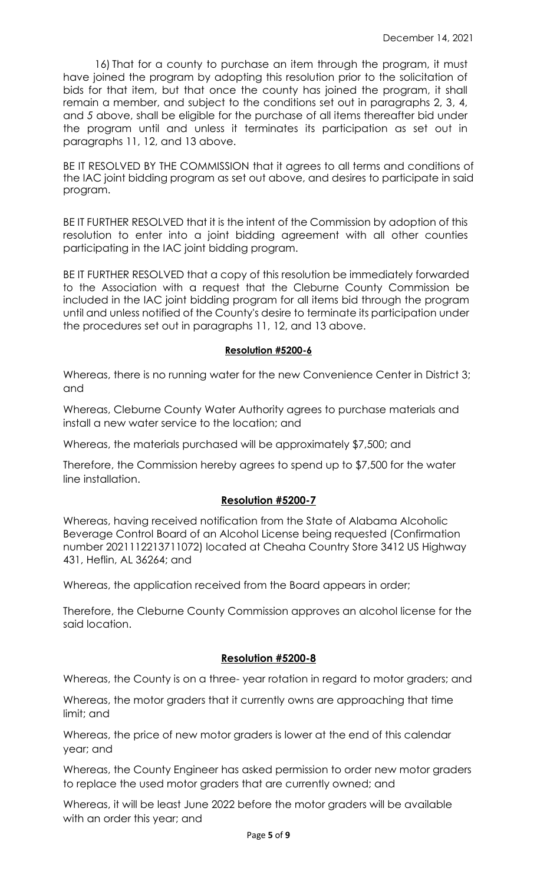16) That for a county to purchase an item through the program, it must have joined the program by adopting this resolution prior to the solicitation of bids for that item, but that once the county has joined the program, it shall remain a member, and subject to the conditions set out in paragraphs 2, 3, 4, and 5 above, shall be eligible for the purchase of all items thereafter bid under the program until and unless it terminates its participation as set out in paragraphs 11, 12, and 13 above.

BE IT RESOLVED BY THE COMMISSION that it agrees to all terms and conditions of the IAC joint bidding program as set out above, and desires to participate in said program.

BE IT FURTHER RESOLVED that it is the intent of the Commission by adoption of this resolution to enter into a joint bidding agreement with all other counties participating in the IAC joint bidding program.

BE IT FURTHER RESOLVED that a copy of this resolution be immediately forwarded to the Association with a request that the Cleburne County Commission be included in the IAC joint bidding program for all items bid through the program until and unless notified of the County's desire to terminate its participation under the procedures set out in paragraphs 11, 12, and 13 above.

**Resolution #5200-6**

Whereas, there is no running water for the new Convenience Center in District 3; and

Whereas, Cleburne County Water Authority agrees to purchase materials and install a new water service to the location; and

Whereas, the materials purchased will be approximately $7,500; and

Therefore, the Commission hereby agrees to spend up to $7,500 for the water line installation.

**Resolution #5200-7**

Whereas, having received notification from the State of Alabama Alcoholic Beverage Control Board of an Alcohol License being requested (Confirmation number 2021112213711072) located at Cheaha Country Store 3412 US Highway 431, Heflin, AL 36264; and

Whereas, the application received from the Board appears in order;

Therefore, the Cleburne County Commission approves an alcohol license for the said location.

**Resolution #5200-8**

Whereas, the County is on a three- year rotation in regard to motor graders; and

Whereas, the motor graders that it currently owns are approaching that time limit; and

Whereas, the price of new motor graders is lower at the end of this calendar year; and

Whereas, the County Engineer has asked permission to order new motor graders to replace the used motor graders that are currently owned; and

Whereas, it will be least June 2022 before the motor graders will be available with an order this year; and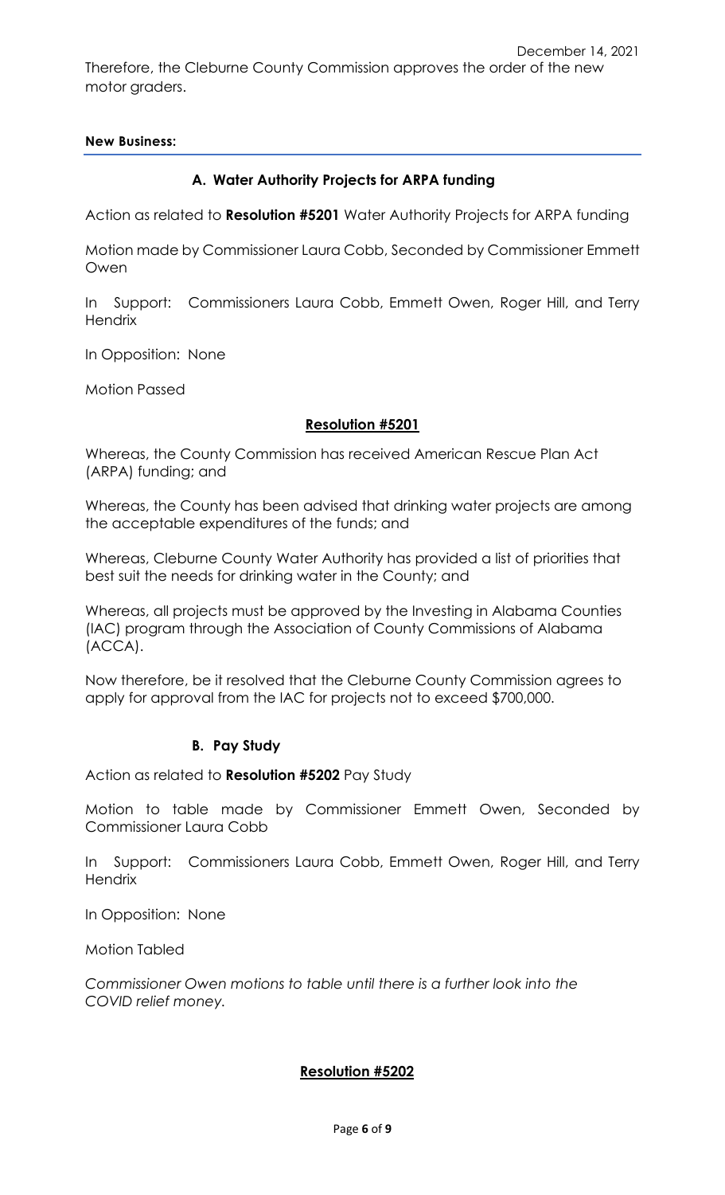December 14, 2021

Therefore, the Cleburne County Commission approves the order of the new motor graders.

**New Business:**

### A. Water Authority Projects for ARPA funding

Action as related to **Resolution #5201** Water Authority Projects for ARPA funding

Motion made by Commissioner Laura Cobb, Seconded by Commissioner Emmett Owen

In Support: Commissioners Laura Cobb, Emmett Owen, Roger Hill, and Terry Hendrix

In Opposition: None

Motion Passed

**Resolution #5201**

Whereas, the County Commission has received American Rescue Plan Act (ARPA) funding; and

Whereas, the County has been advised that drinking water projects are among the acceptable expenditures of the funds; and

Whereas, Cleburne County Water Authority has provided a list of priorities that best suit the needs for drinking water in the County; and

Whereas, all projects must be approved by the Investing in Alabama Counties (IAC) program through the Association of County Commissions of Alabama (ACCA).

Now therefore, be it resolved that the Cleburne County Commission agrees to apply for approval from the IAC for projects not to exceed $700,000.

### B. Pay Study

Action as related to **Resolution #5202** Pay Study

Motion to table made by Commissioner Emmett Owen, Seconded by Commissioner Laura Cobb

In Support: Commissioners Laura Cobb, Emmett Owen, Roger Hill, and Terry Hendrix

In Opposition: None

Motion Tabled

*Commissioner Owen motions to table until there is a further look into the COVID relief money.*

**Resolution #5202**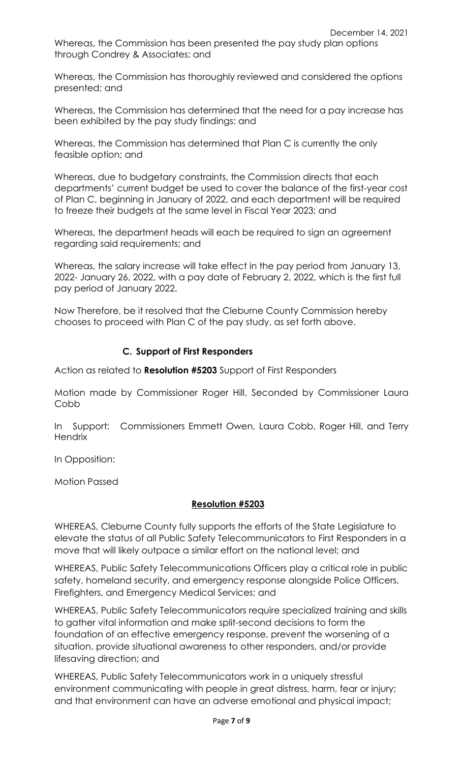Whereas, the Commission has been presented the pay study plan options through Condrey & Associates; and

Whereas, the Commission has thoroughly reviewed and considered the options presented; and

Whereas, the Commission has determined that the need for a pay increase has been exhibited by the pay study findings: and

Whereas, the Commission has determined that Plan C is currently the only feasible option; and

Whereas, due to budgetary constraints, the Commission directs that each departments' current budget be used to cover the balance of the first-year cost of Plan C, beginning in January of 2022, and each department will be required to freeze their budgets at the same level in Fiscal Year 2023; and

Whereas, the department heads will each be required to sign an agreement regarding said requirements; and

Whereas, the salary increase will take effect in the pay period from January 13, 2022- January 26, 2022, with a pay date of February 2, 2022, which is the first full pay period of January 2022.

Now Therefore, be it resolved that the Cleburne County Commission hereby chooses to proceed with Plan C of the pay study, as set forth above.

### C. Support of First Responders

Action as related to **Resolution #5203** Support of First Responders

Motion made by Commissioner Roger Hill, Seconded by Commissioner Laura Cobb

In Support: Commissioners Emmett Owen, Laura Cobb, Roger Hill, and Terry Hendrix

In Opposition:

Motion Passed

**Resolution #5203**

WHEREAS, Cleburne County fully supports the efforts of the State Legislature to elevate the status of all Public Safety Telecommunicators to First Responders in a move that will likely outpace a similar effort on the national level; and

WHEREAS, Public Safety Telecommunications Officers play a critical role in public safety, homeland security, and emergency response alongside Police Officers, Firefighters, and Emergency Medical Services; and

WHEREAS, Public Safety Telecommunicators require specialized training and skills to gather vital information and make split-second decisions to form the foundation of an effective emergency response, prevent the worsening of a situation, provide situational awareness to other responders, and/or provide lifesaving direction; and

WHEREAS, Public Safety Telecommunicators work in a uniquely stressful environment communicating with people in great distress, harm, fear or injury; and that environment can have an adverse emotional and physical impact;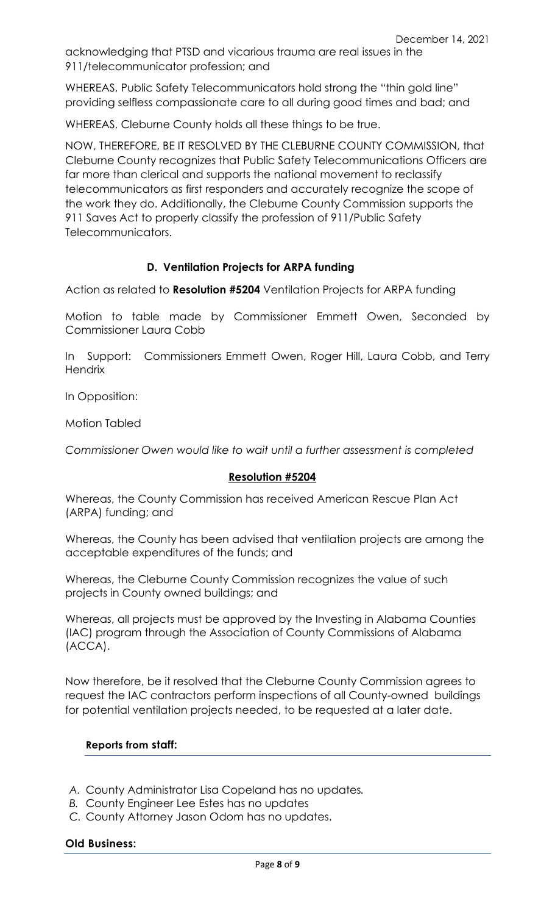acknowledging that PTSD and vicarious trauma are real issues in the 911/telecommunicator profession; and

WHEREAS, Public Safety Telecommunicators hold strong the "thin gold line" providing selfless compassionate care to all during good times and bad; and

WHEREAS, Cleburne County holds all these things to be true.

NOW, THEREFORE, BE IT RESOLVED BY THE CLEBURNE COUNTY COMMISSION, that Cleburne County recognizes that Public Safety Telecommunications Officers are far more than clerical and supports the national movement to reclassify telecommunicators as first responders and accurately recognize the scope of the work they do. Additionally, the Cleburne County Commission supports the 911 Saves Act to properly classify the profession of 911/Public Safety Telecommunicators.

**D. Ventilation Projects for ARPA funding**

Action as related to **Resolution #5204** Ventilation Projects for ARPA funding

Motion to table made by Commissioner Emmett Owen, Seconded by Commissioner Laura Cobb

In Support: Commissioners Emmett Owen, Roger Hill, Laura Cobb, and Terry Hendrix

In Opposition:

Motion Tabled

*Commissioner Owen would like to wait until a further assessment is completed*

**Resolution #5204**

Whereas, the County Commission has received American Rescue Plan Act (ARPA) funding; and

Whereas, the County has been advised that ventilation projects are among the acceptable expenditures of the funds; and

Whereas, the Cleburne County Commission recognizes the value of such projects in County owned buildings; and

Whereas, all projects must be approved by the Investing in Alabama Counties (IAC) program through the Association of County Commissions of Alabama (ACCA).

Now therefore, be it resolved that the Cleburne County Commission agrees to request the IAC contractors perform inspections of all County-owned buildings for potential ventilation projects needed, to be requested at a later date.

**Reports from staff:**

*A.* County Administrator Lisa Copeland has no updates.
*B.* County Engineer Lee Estes has no updates
*C.* County Attorney Jason Odom has no updates.

**Old Business:**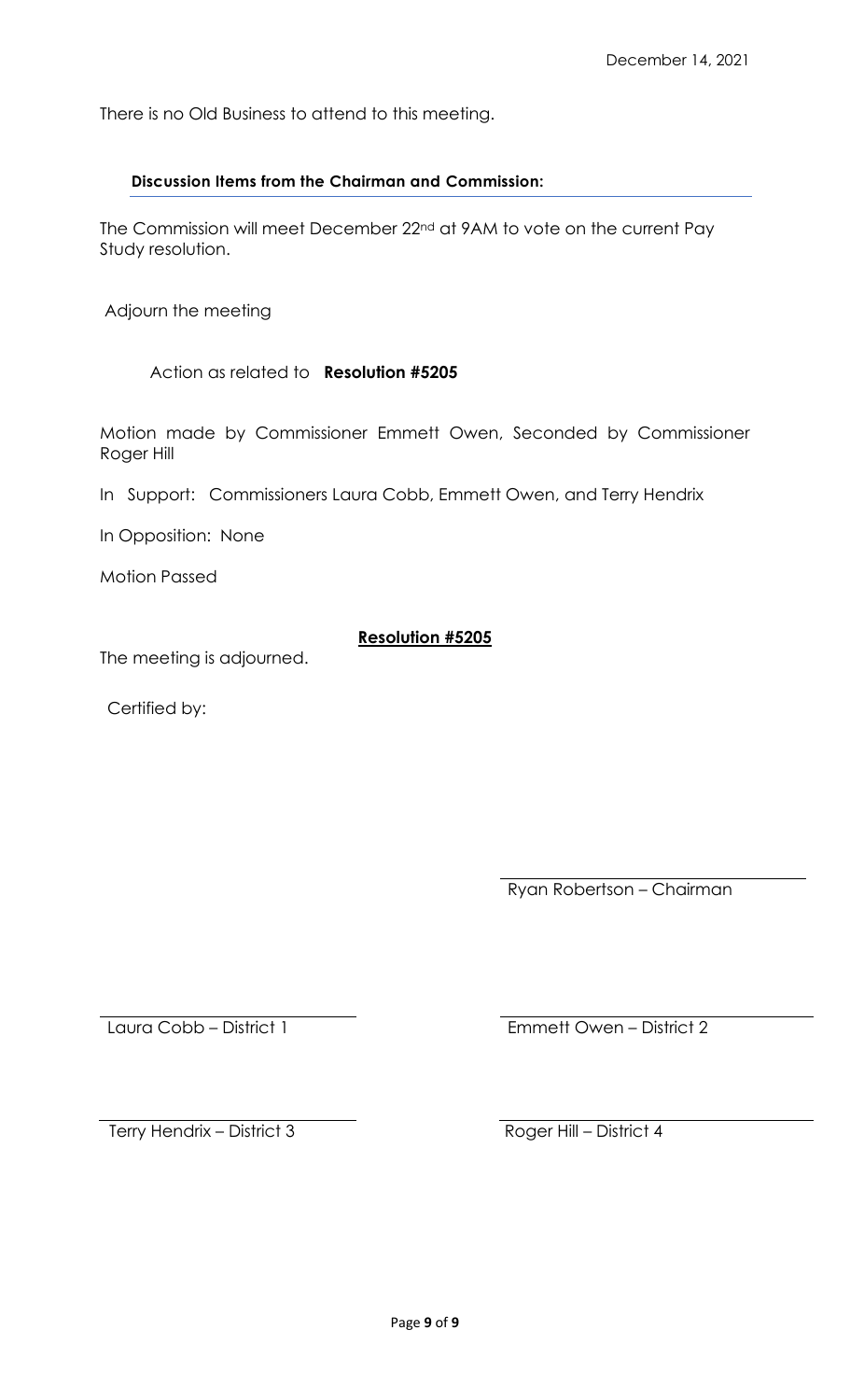December 14, 2021

There is no Old Business to attend to this meeting.

### Discussion Items from the Chairman and Commission:

The Commission will meet December 22nd at 9AM to vote on the current Pay Study resolution.

Adjourn the meeting

Action as related to **Resolution #5205**

Motion made by Commissioner Emmett Owen, Seconded by Commissioner Roger Hill

In Support: Commissioners Laura Cobb, Emmett Owen, and Terry Hendrix

In Opposition: None

Motion Passed

**Resolution #5205**

The meeting is adjourned.

Certified by:

Ryan Robertson – Chairman

Laura Cobb – District 1

Emmett Owen – District 2

Terry Hendrix – District 3

Roger Hill – District 4